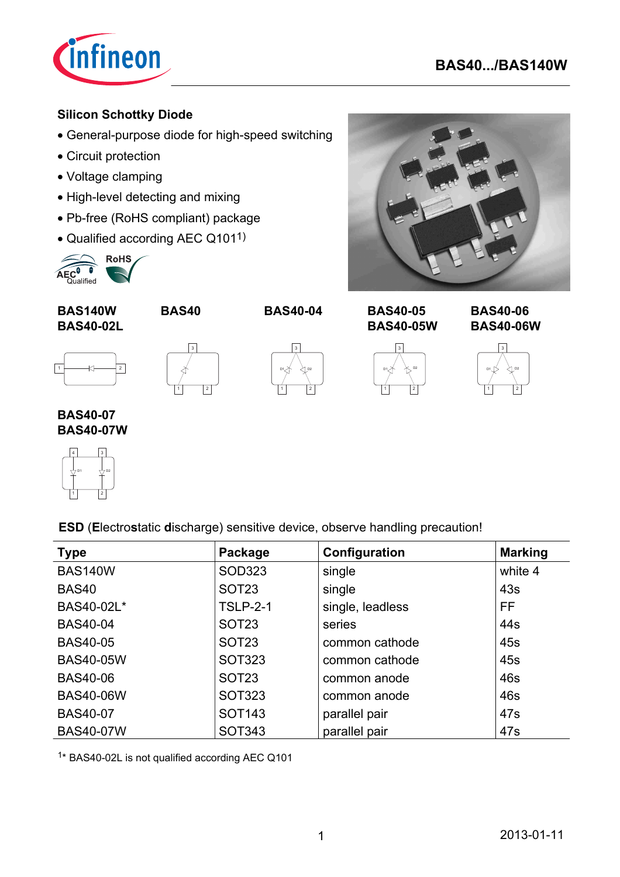# BAS40.../BAS140W

## Silicon Schottky Diode

- General-purpose diode for high-speed switching
- Circuit protection
- Voltage clamping
- High-level detecting and mixing
- Pb-free (RoHS compliant) package
- Qualified according AEC Q101[1)]

**BAS140W**
**BAS40-02L**

**BAS40**

**BAS40-04**

**BAS40-05**
**BAS40-05W**

**BAS40-06**
**BAS40-06W**

**BAS40-07**
**BAS40-07W**

**ESD** (**E**lectro**s**tatic **d**ischarge) sensitive device, observe handling precaution!

| Type | Package | Configuration | Marking |
|---|---|---|---|
| BAS140W | SOD323 | single | white 4 |
| BAS40 | SOT23 | single | 43s |
| BAS40-02L* | TSLP-2-1 | single, leadless | FF |
| BAS40-04 | SOT23 | series | 44s |
| BAS40-05 | SOT23 | common cathode | 45s |
| BAS40-05W | SOT323 | common cathode | 45s |
| BAS40-06 | SOT23 | common anode | 46s |
| BAS40-06W | SOT323 | common anode | 46s |
| BAS40-07 | SOT143 | parallel pair | 47s |
| BAS40-07W | SOT343 | parallel pair | 47s |

[1*] BAS40-02L is not qualified according AEC Q101

2013-01-11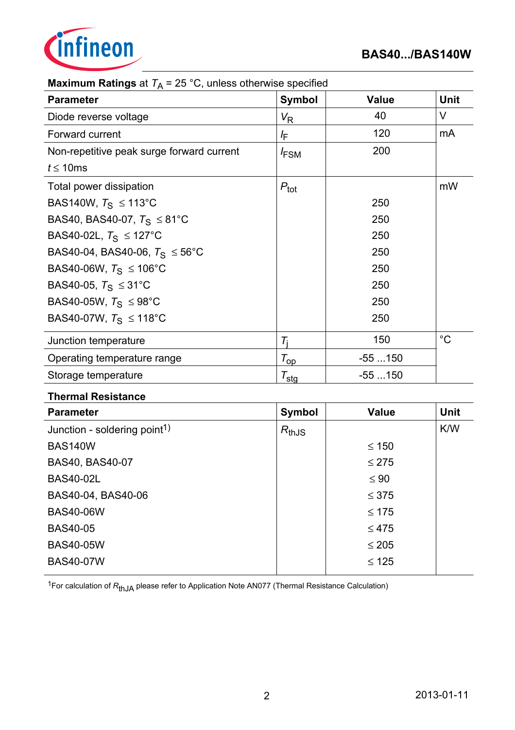**Maximum Ratings** at $T_A$ = 25 °C, unless otherwise specified

| Parameter | Symbol | Value | Unit |
|---|---|---|---|
| Diode reverse voltage | $V_R$ | 40 | V |
| Forward current | $I_F$ | 120 | mA |
| Non-repetitive peak surge forward current<br>$t \leq$ 10ms | $I_{FSM}$ | 200 | |
| Total power dissipation | $P_{tot}$ | | mW |
| BAS140W, $T_S$ $\leq$ 113°C | | 250 | |
| BAS40, BAS40-07, $T_S$ $\leq$ 81°C | | 250 | |
| BAS40-02L, $T_S$ $\leq$ 127°C | | 250 | |
| BAS40-04, BAS40-06, $T_S$ $\leq$ 56°C | | 250 | |
| BAS40-06W, $T_S$ $\leq$ 106°C | | 250 | |
| BAS40-05, $T_S$ $\leq$ 31°C | | 250 | |
| BAS40-05W, $T_S$ $\leq$ 98°C | | 250 | |
| BAS40-07W, $T_S$ $\leq$ 118°C | | 250 | |
| Junction temperature | $T_j$ | 150 | °C |
| Operating temperature range | $T_{op}$ | -55 ...150 | |
| Storage temperature | $T_{stg}$ | -55 ...150 | |

**Thermal Resistance**

| Parameter | Symbol | Value | Unit |
|---|---|---|---|
| Junction - soldering point[1] | $R_{thJS}$ | | K/W |
| BAS140W | | $\leq$ 150 | |
| BAS40, BAS40-07 | | $\leq$ 275 | |
| BAS40-02L | | $\leq$ 90 | |
| BAS40-04, BAS40-06 | | $\leq$ 375 | |
| BAS40-06W | | $\leq$ 175 | |
| BAS40-05 | | $\leq$ 475 | |
| BAS40-05W | | $\leq$ 205 | |
| BAS40-07W | | $\leq$ 125 | |

[1]For calculation of $R_{thJA}$ please refer to Application Note AN077 (Thermal Resistance Calculation)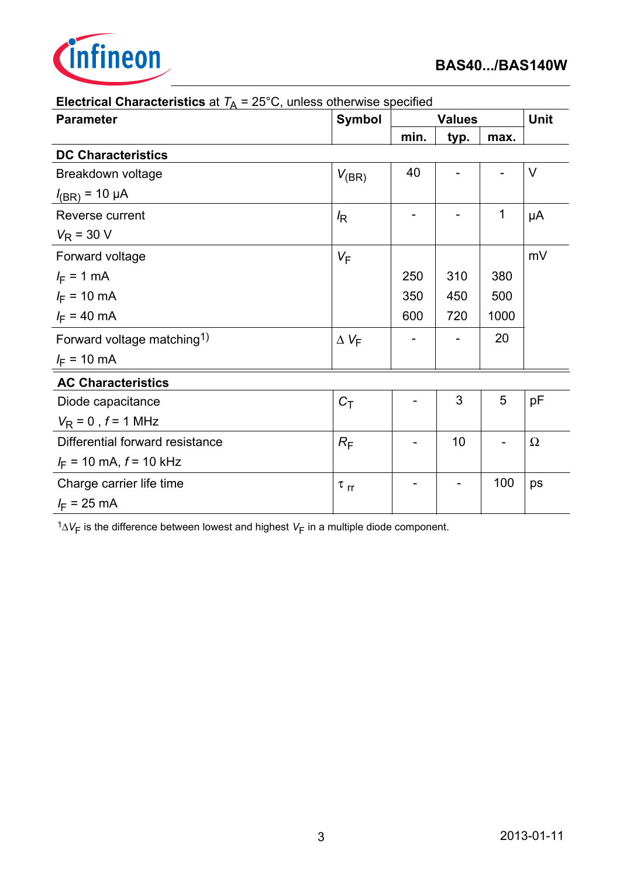**Electrical Characteristics** at $T_A$ = 25°C, unless otherwise specified

| Parameter | Symbol | Values | | | Unit |
|---|---|---|---|---|---|
| | | min. | typ. | max. | |
| **DC Characteristics** | | | | | |
| Breakdown voltage<br>$I_{(BR)}$ = 10 µA | $V_{(BR)}$ | 40 | - | - | V |
| Reverse current<br>$V_R$ = 30 V | $I_R$ | - | - | 1 | µA |
| Forward voltage | $V_F$ | | | | mV |
| $I_F$ = 1 mA | | 250 | 310 | 380 | |
| $I_F$ = 10 mA | | 350 | 450 | 500 | |
| $I_F$ = 40 mA | | 600 | 720 | 1000 | |
| Forward voltage matching[1]<br>$I_F$ = 10 mA | $\Delta V_F$ | - | - | 20 | |
| **AC Characteristics** | | | | | |
| Diode capacitance<br>$V_R$ = 0 , $f$ = 1 MHz | $C_T$ | - | 3 | 5 | pF |
| Differential forward resistance<br>$I_F$ = 10 mA, $f$ = 10 kHz | $R_F$ | - | 10 | - | Ω |
| Charge carrier life time<br>$I_F$ = 25 mA | $\tau_{rr}$ | - | - | 100 | ps |

[1]$\Delta V_F$ is the difference between lowest and highest $V_F$ in a multiple diode component.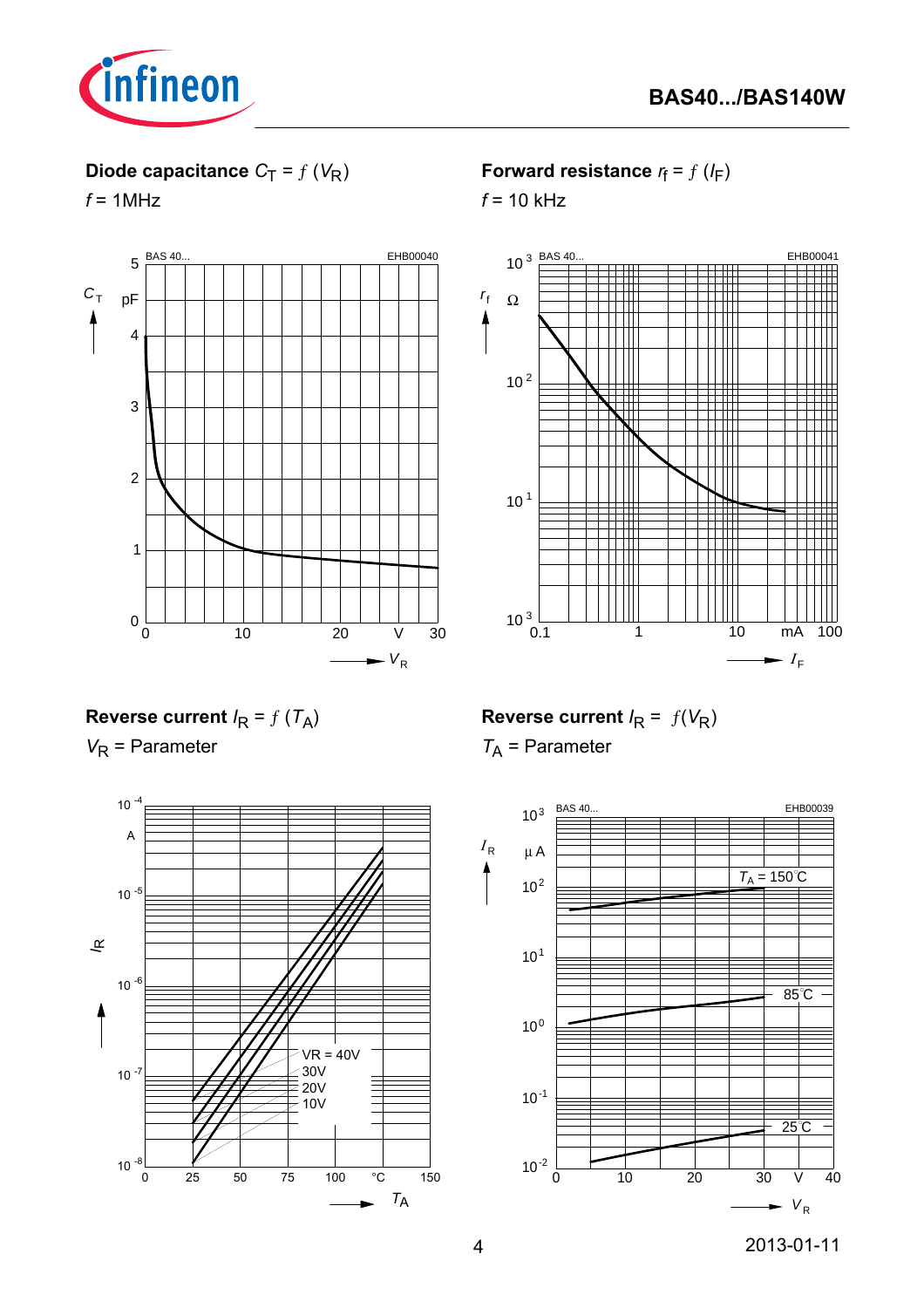**Diode capacitance** $C_T = f(V_R)$

$f$ = 1MHz

**Forward resistance** $r_f = f(I_F)$

$f$ = 10 kHz

**Reverse current** $I_R = f(T_A)$

$V_R$ = Parameter

**Reverse current** $I_R = f(V_R)$

$T_A$ = Parameter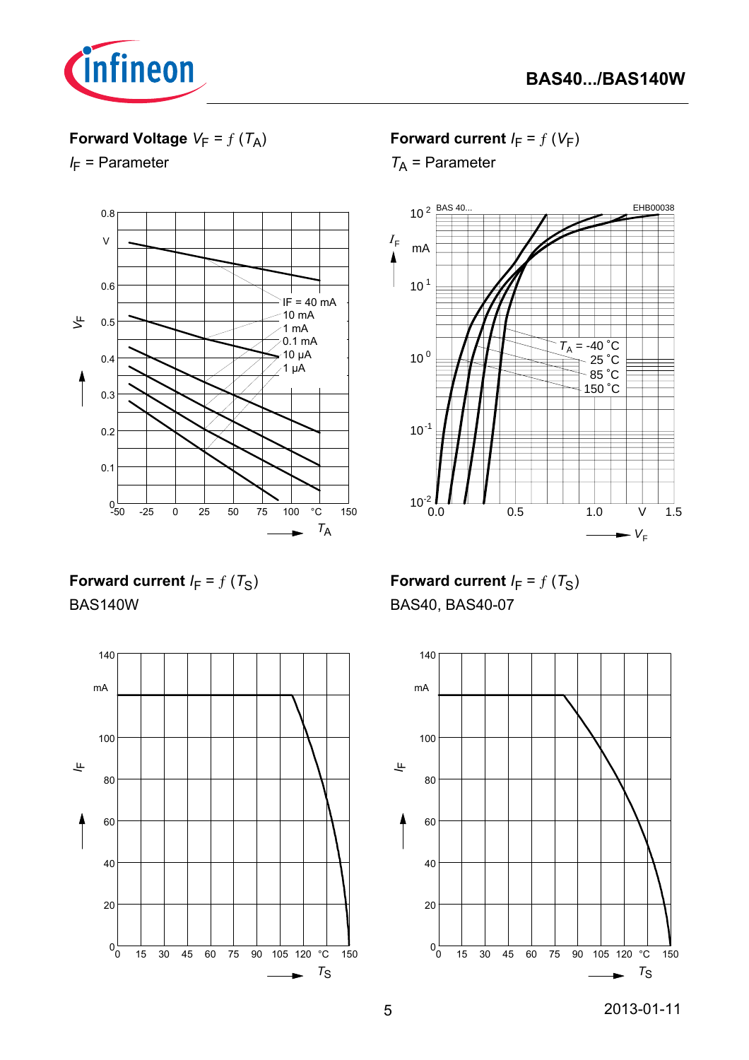**Forward Voltage $V_F = f(T_A)$**

$I_F$ = Parameter

**Forward current $I_F = f(V_F)$**

$T_A$ = Parameter

**Forward current $I_F = f(T_S)$**

BAS140W

**Forward current $I_F = f(T_S)$**

BAS40, BAS40-07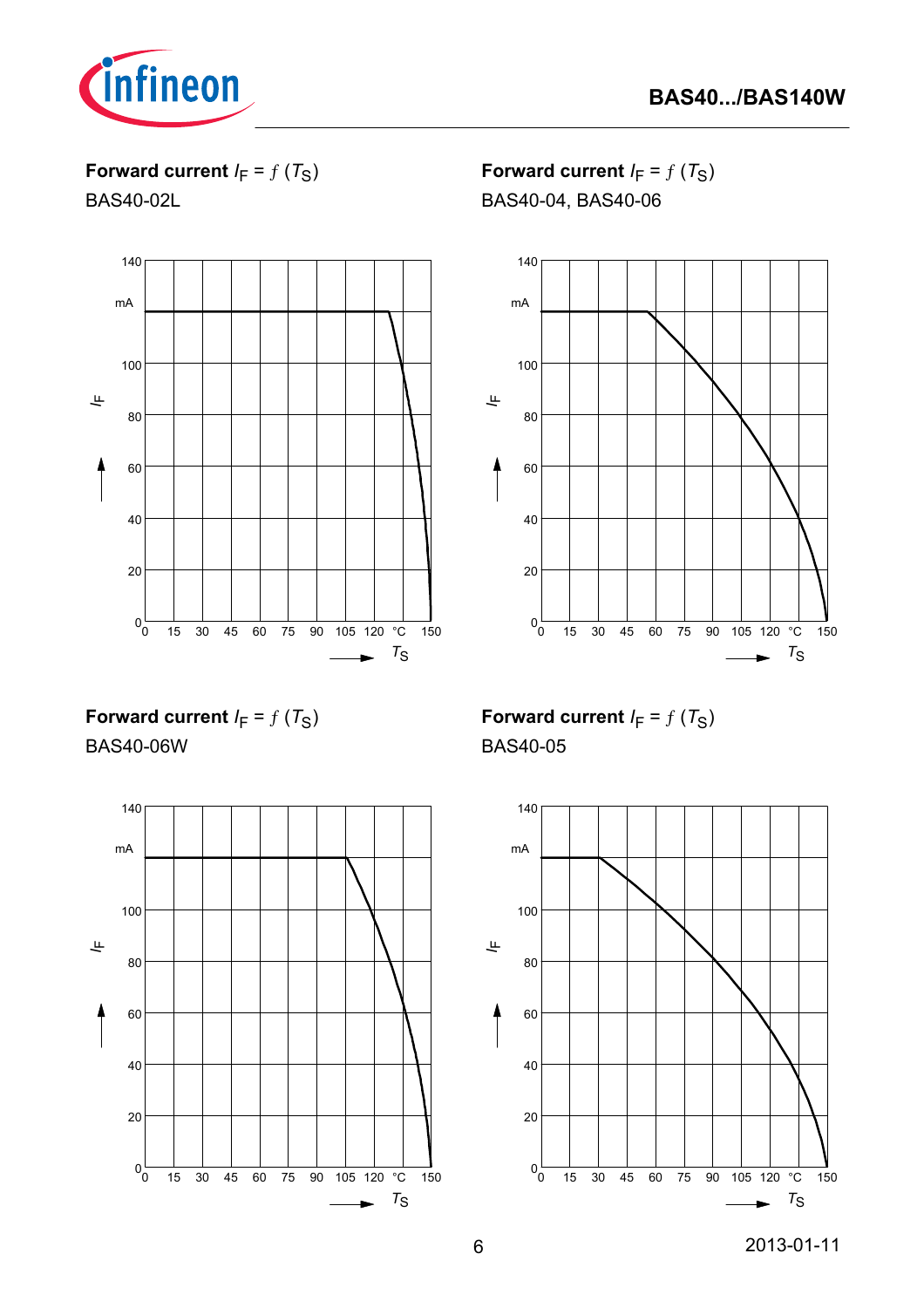**Forward current $I_F = f(T_S)$**

BAS40-02L

**Forward current $I_F = f(T_S)$**

BAS40-04, BAS40-06

**Forward current $I_F = f(T_S)$**

BAS40-06W

**Forward current $I_F = f(T_S)$**

BAS40-05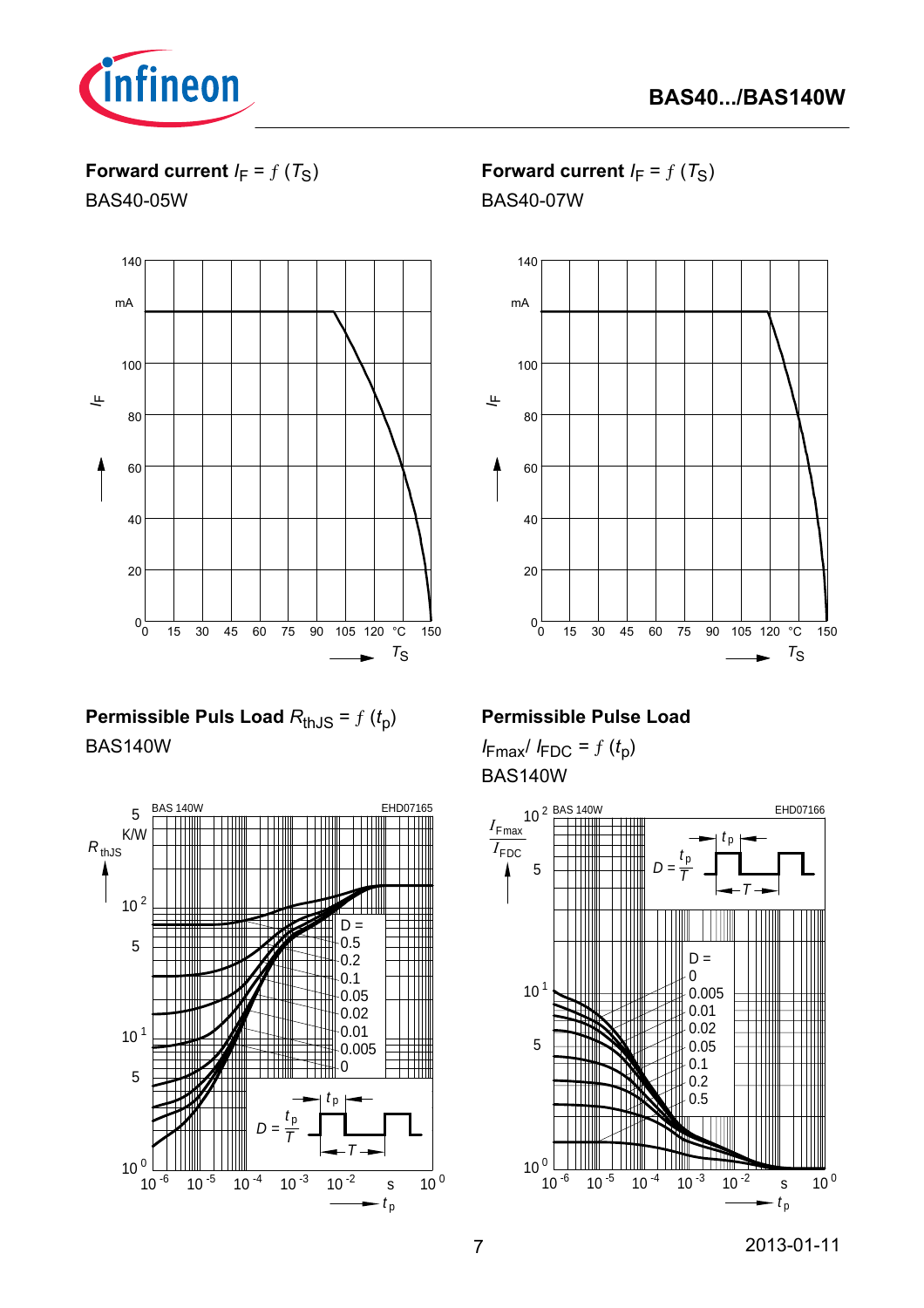**Forward current $I_F = f(T_S)$**

BAS40-05W

**Forward current $I_F = f(T_S)$**

BAS40-07W

**Permissible Puls Load $R_{thJS} = f(t_p)$**

BAS140W

**Permissible Pulse Load**

$I_{Fmax}/I_{FDC} = f(t_p)$

BAS140W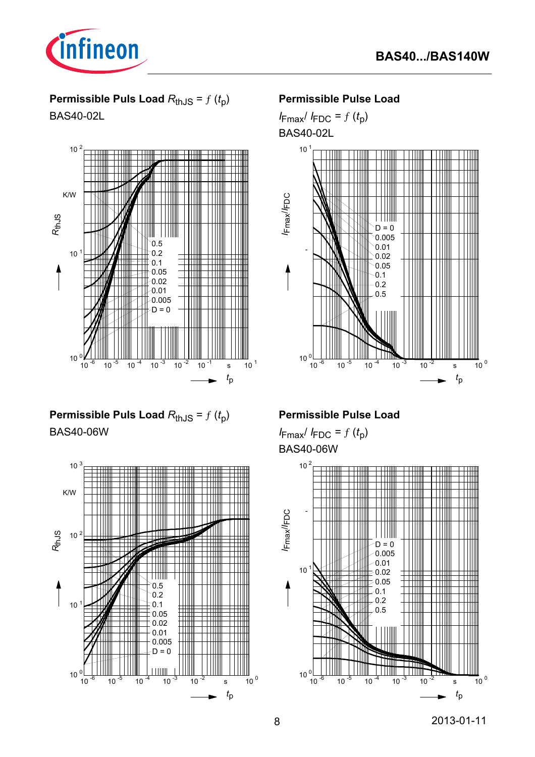**Permissible Puls Load $R_{thJS} = f(t_p)$**

BAS40-02L

**Permissible Pulse Load**

$I_{Fmax}/I_{FDC} = f(t_p)$

BAS40-02L

**Permissible Puls Load $R_{thJS} = f(t_p)$**

BAS40-06W

**Permissible Pulse Load**

$I_{Fmax}/I_{FDC} = f(t_p)$

BAS40-06W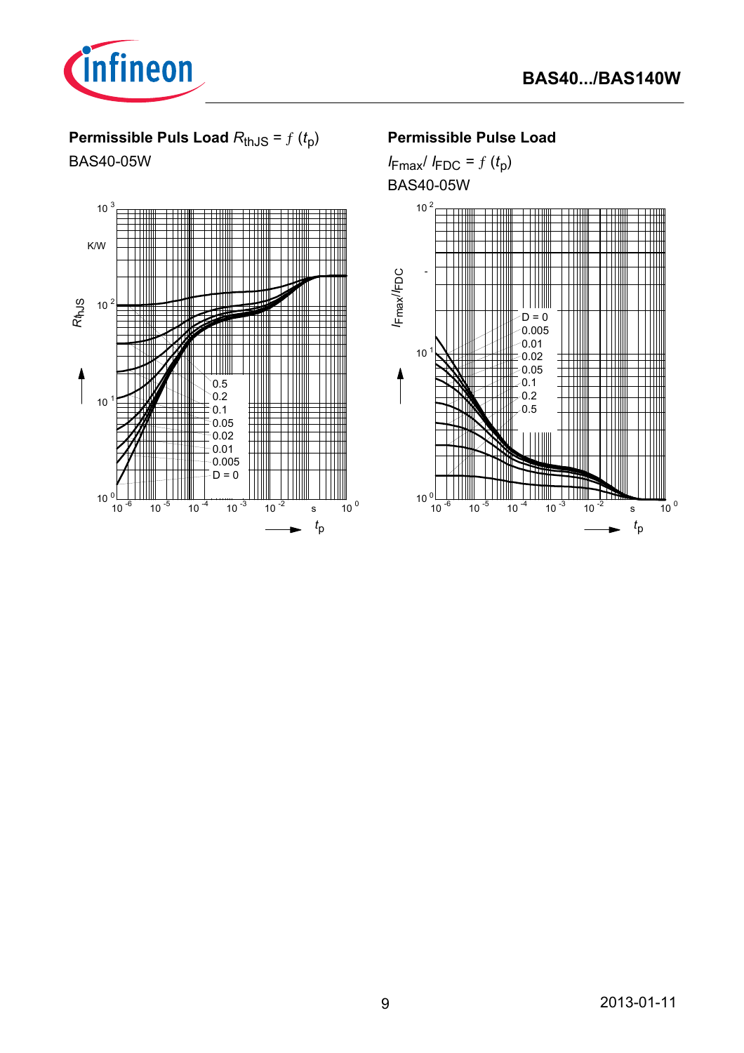**Permissible Puls Load $R_{thJS} = f(t_p)$**

BAS40-05W

**Permissible Pulse Load**

$I_{Fmax}/I_{FDC} = f(t_p)$

BAS40-05W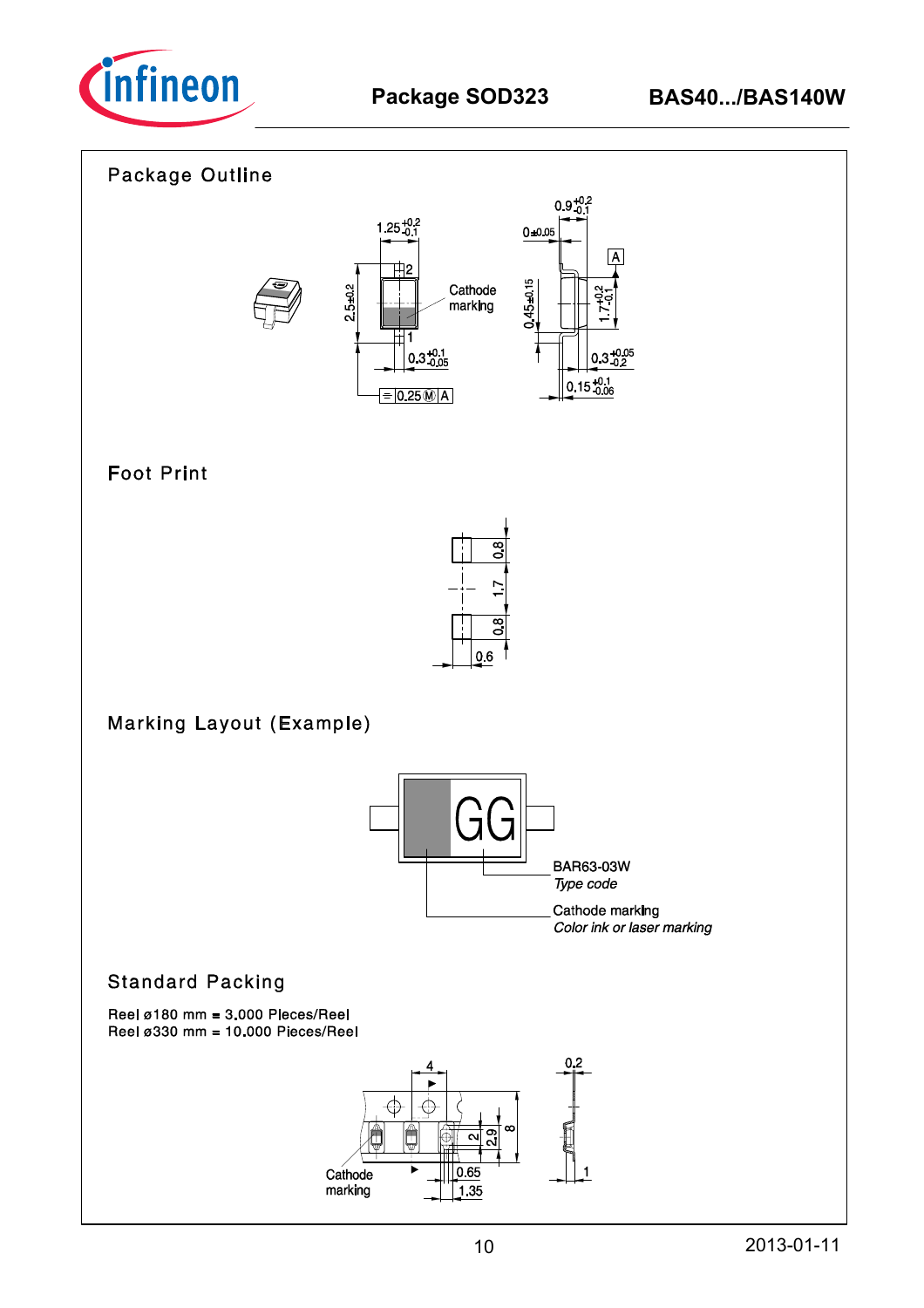# Package SOD323

## Package Outline

## Foot Print

## Marking Layout (Example)

BAR63-03W
*Type code*

Cathode marking
*Color ink or laser marking*

## Standard Packing

Reel ø180 mm = 3.000 Pieces/Reel
Reel ø330 mm = 10.000 Pieces/Reel

2013-01-11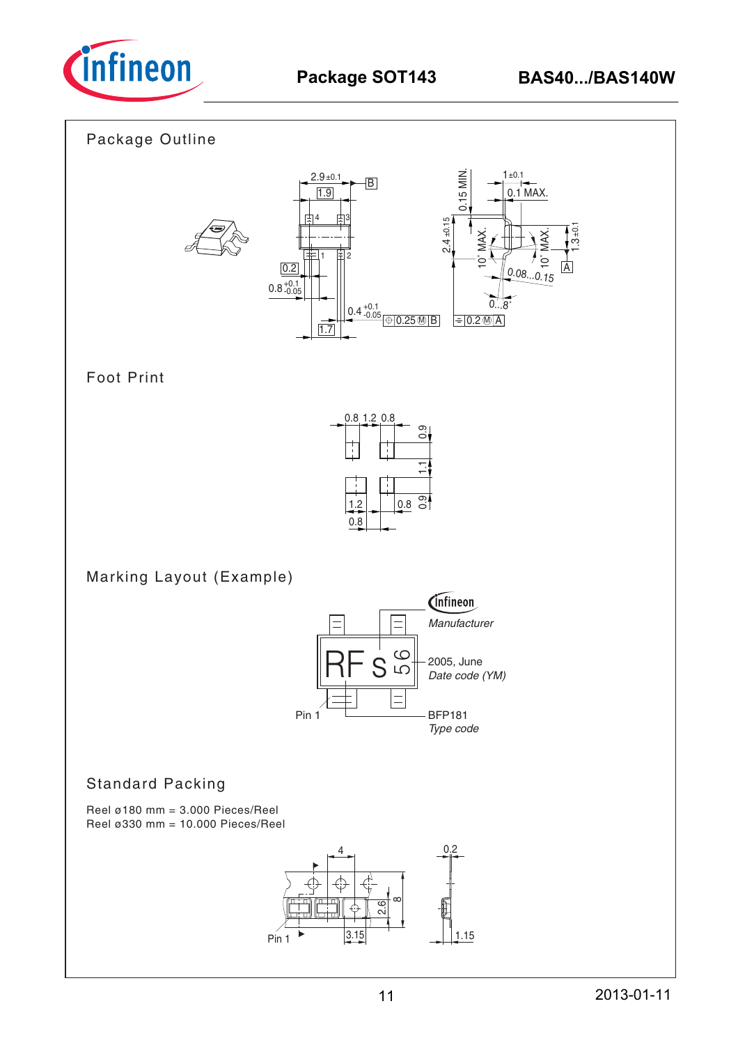## Package SOT143

### Package Outline

### Foot Print

### Marking Layout (Example)

### Standard Packing

Reel ø180 mm = 3.000 Pieces/Reel
Reel ø330 mm = 10.000 Pieces/Reel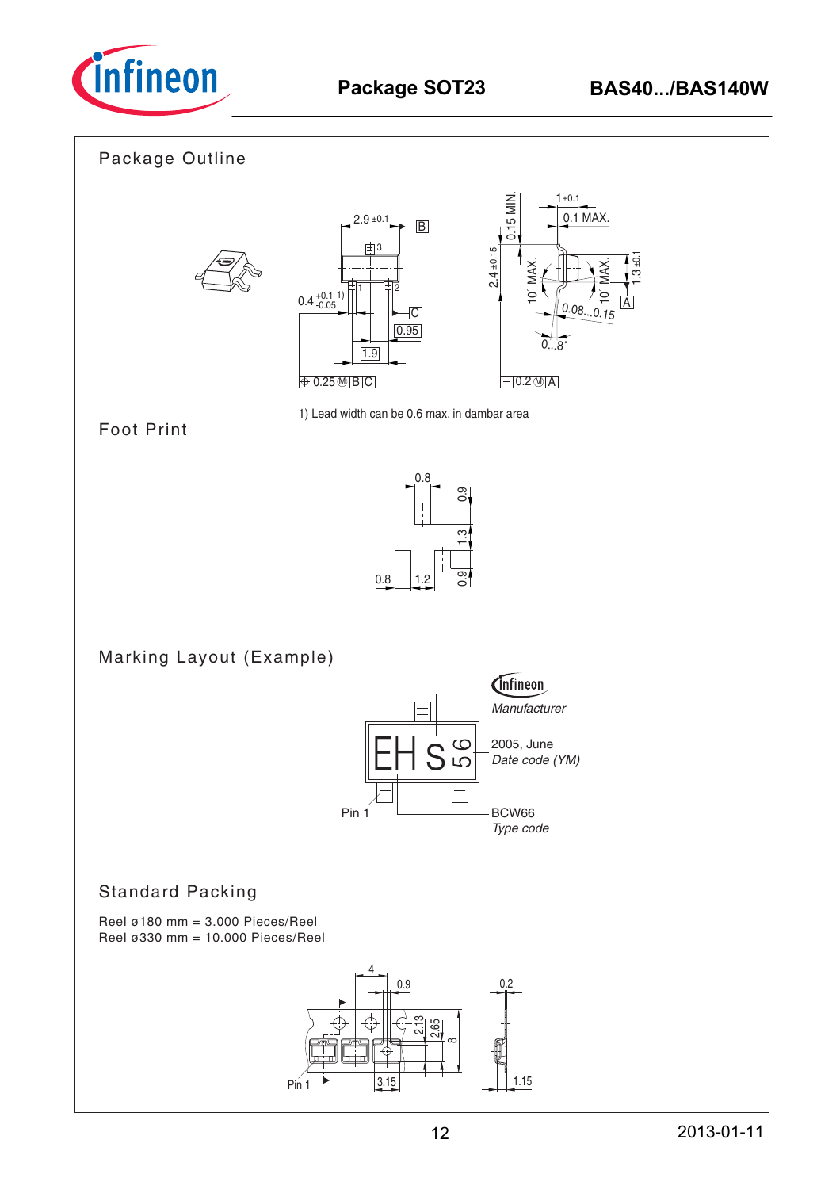## Package SOT23

### Package Outline

1) Lead width can be 0.6 max. in dambar area

### Foot Print

### Marking Layout (Example)

### Standard Packing

Reel ø180 mm = 3.000 Pieces/Reel
Reel ø330 mm = 10.000 Pieces/Reel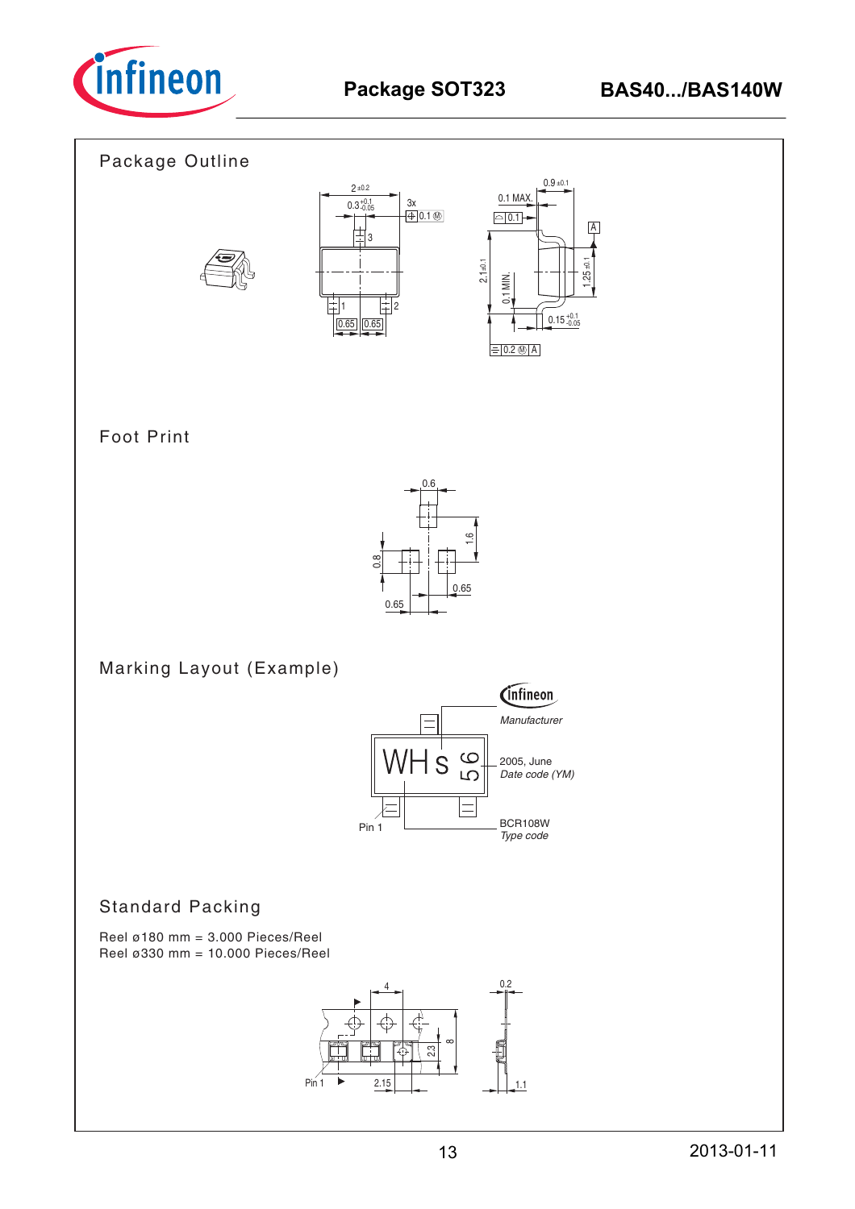## Package SOT323

BAS40.../BAS140W

### Package Outline

### Foot Print

### Marking Layout (Example)

Manufacturer

2005, June
*Date code (YM)*

BCR108W
*Type code*

Pin 1

### Standard Packing

Reel ø180 mm = 3.000 Pieces/Reel
Reel ø330 mm = 10.000 Pieces/Reel

2013-01-11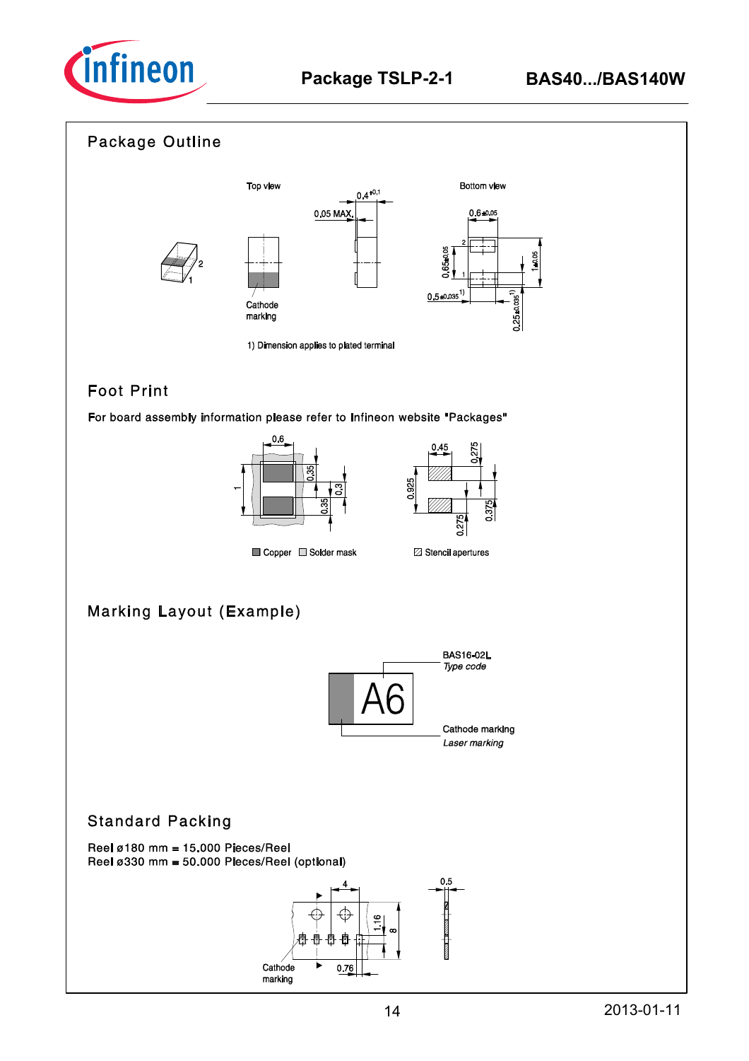## Package Outline

Top view

Bottom view

Cathode marking

1) Dimension applies to plated terminal

## Foot Print

For board assembly information please refer to Infineon website "Packages"

Copper   Solder mask

Stencil apertures

## Marking Layout (Example)

BAS16-02L
*Type code*

Cathode marking
*Laser marking*

## Standard Packing

Reel ø180 mm = 15.000 Pieces/Reel
Reel ø330 mm = 50.000 Pieces/Reel (optional)

Cathode marking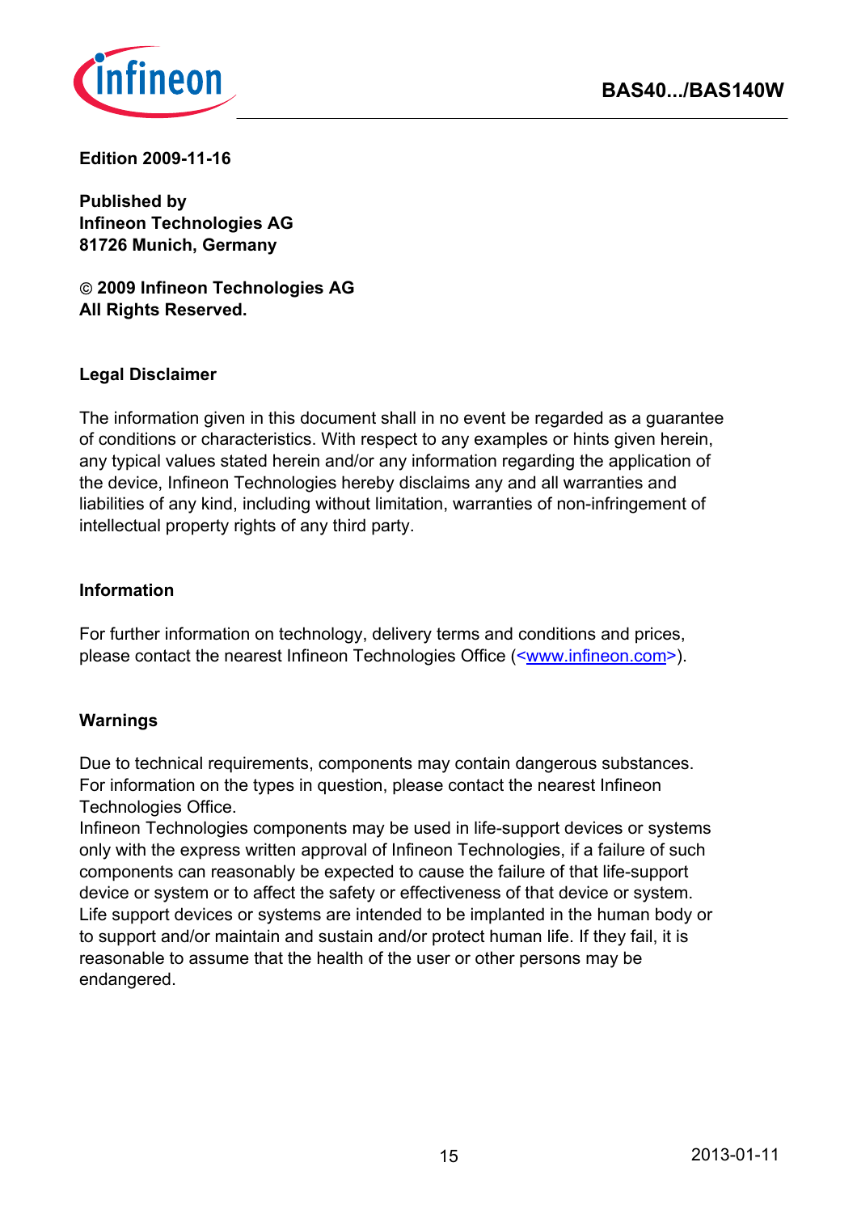**Edition 2009-11-16**

**Published by**
**Infineon Technologies AG**
**81726 Munich, Germany**

**© 2009 Infineon Technologies AG**
**All Rights Reserved.**

**Legal Disclaimer**

The information given in this document shall in no event be regarded as a guarantee of conditions or characteristics. With respect to any examples or hints given herein, any typical values stated herein and/or any information regarding the application of the device, Infineon Technologies hereby disclaims any and all warranties and liabilities of any kind, including without limitation, warranties of non-infringement of intellectual property rights of any third party.

**Information**

For further information on technology, delivery terms and conditions and prices, please contact the nearest Infineon Technologies Office (<www.infineon.com>).

**Warnings**

Due to technical requirements, components may contain dangerous substances. For information on the types in question, please contact the nearest Infineon Technologies Office.
Infineon Technologies components may be used in life-support devices or systems only with the express written approval of Infineon Technologies, if a failure of such components can reasonably be expected to cause the failure of that life-support device or system or to affect the safety or effectiveness of that device or system. Life support devices or systems are intended to be implanted in the human body or to support and/or maintain and sustain and/or protect human life. If they fail, it is reasonable to assume that the health of the user or other persons may be endangered.